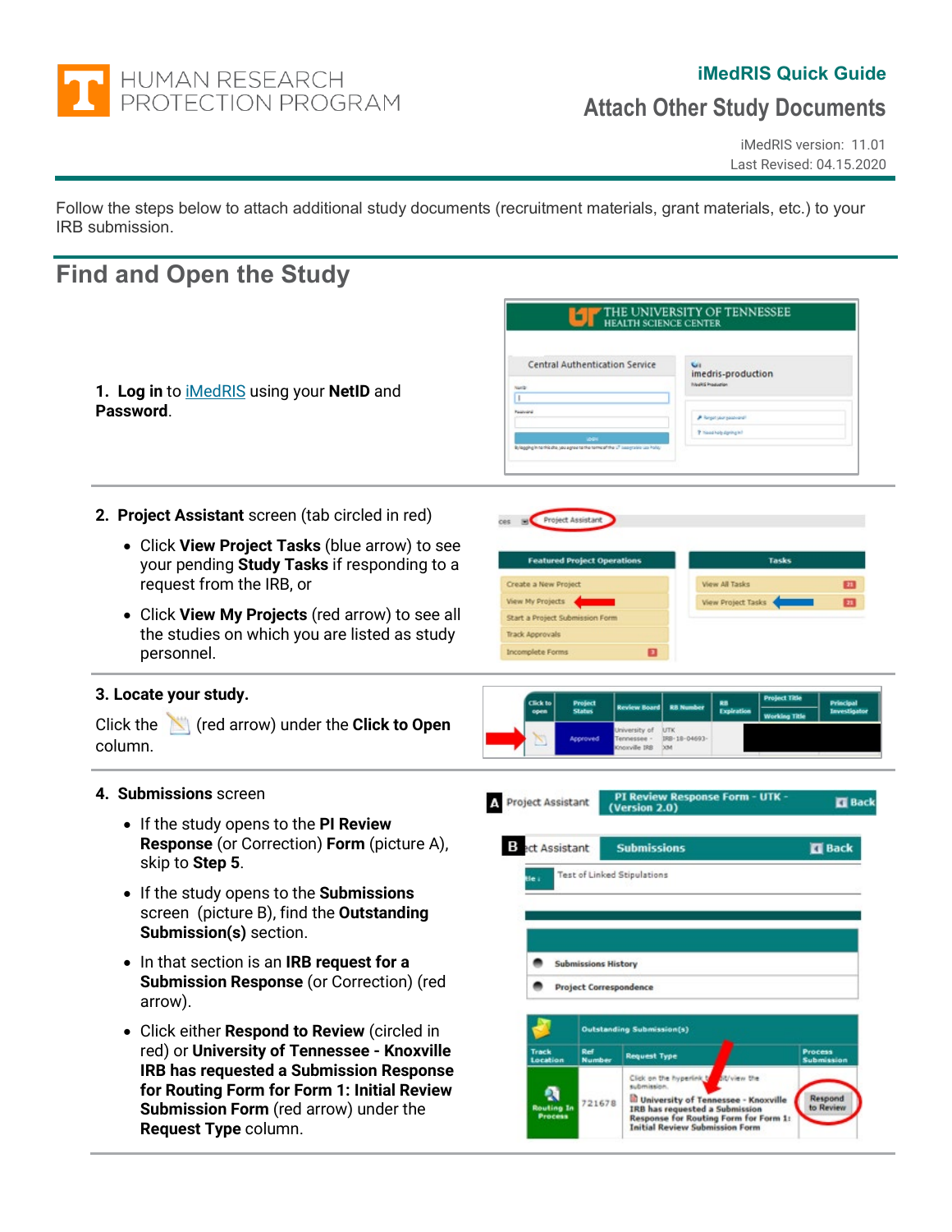HUMAN RESEARCH PROTECTION PROGRAM

**iMedRIS Quick Guide**

# Attach Other Study Documents

iMedRIS version: 11.01
Last Revised: 04.15.2020

Follow the steps below to attach additional study documents (recruitment materials, grant materials, etc.) to your IRB submission.

## Find and Open the Study

1. **Log in** to iMedRIS using your **NetID** and **Password**.

2. **Project Assistant** screen (tab circled in red)
   - Click **View Project Tasks** (blue arrow) to see your pending **Study Tasks** if responding to a request from the IRB, or
   - Click **View My Projects** (red arrow) to see all the studies on which you are listed as study personnel.

3. **Locate your study.**

   Click the (red arrow) under the **Click to Open** column.

4. **Submissions** screen
   - If the study opens to the **PI Review Response** (or Correction) **Form** (picture A), skip to **Step 5**.
   - If the study opens to the **Submissions** screen (picture B), find the **Outstanding Submission(s)** section.
   - In that section is an **IRB request for a Submission Response** (or Correction) (red arrow).
   - Click either **Respond to Review** (circled in red) or **University of Tennessee - Knoxville IRB has requested a Submission Response for Routing Form for Form 1: Initial Review Submission Form** (red arrow) under the **Request Type** column.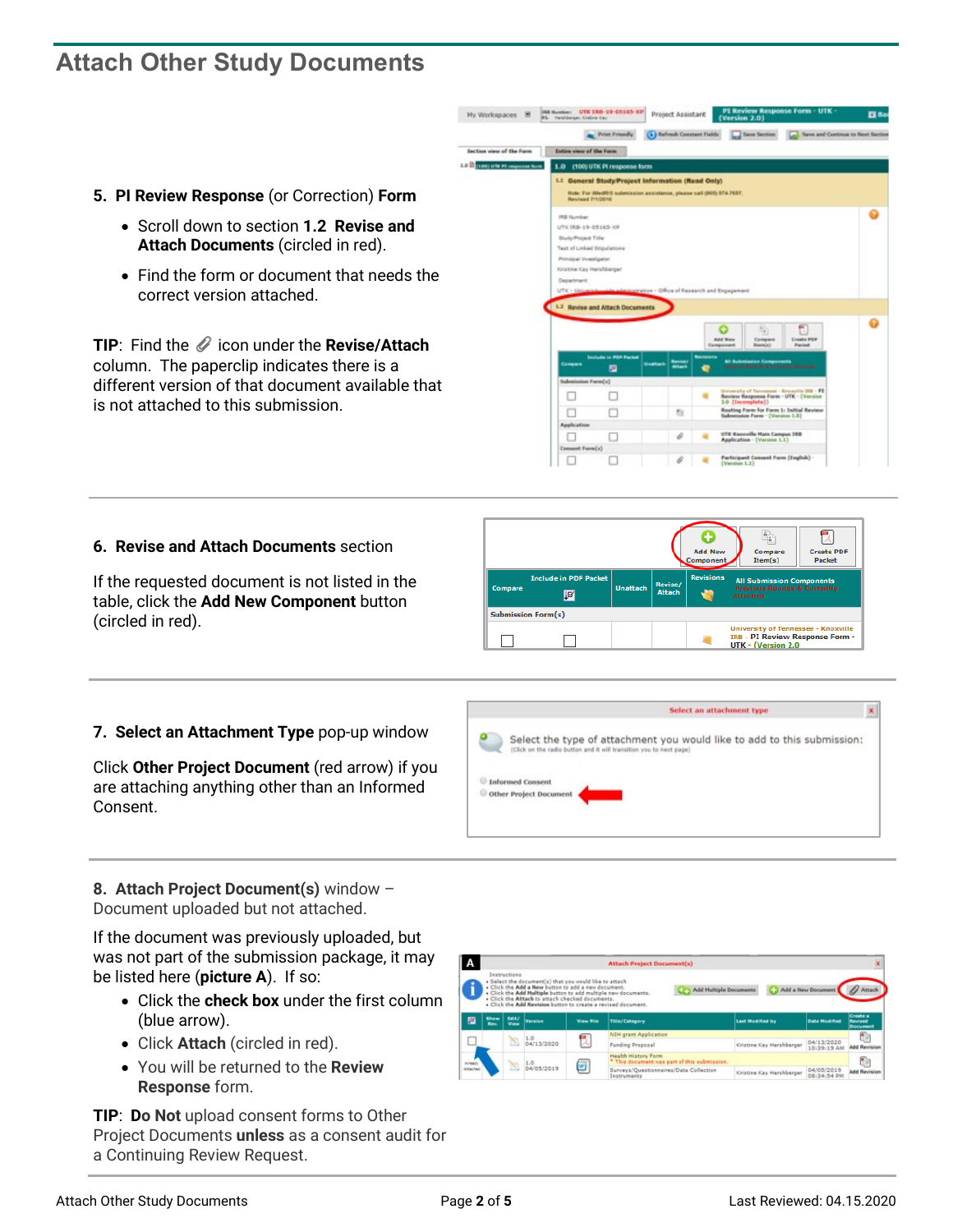# Attach Other Study Documents

**5. PI Review Response** (or Correction) **Form**

- Scroll down to section **1.2 Revise and Attach Documents** (circled in red).
- Find the form or document that needs the correct version attached.

**TIP**: Find the 📎 icon under the **Revise/Attach** column. The paperclip indicates there is a different version of that document available that is not attached to this submission.

**6. Revise and Attach Documents** section

If the requested document is not listed in the table, click the **Add New Component** button (circled in red).

**7. Select an Attachment Type** pop-up window

Click **Other Project Document** (red arrow) if you are attaching anything other than an Informed Consent.

**8. Attach Project Document(s)** window – Document uploaded but not attached.

If the document was previously uploaded, but was not part of the submission package, it may be listed here (**picture A**). If so:

- Click the **check box** under the first column (blue arrow).
- Click **Attach** (circled in red).
- You will be returned to the **Review Response** form.

**TIP**: **Do Not** upload consent forms to Other Project Documents **unless** as a consent audit for a Continuing Review Request.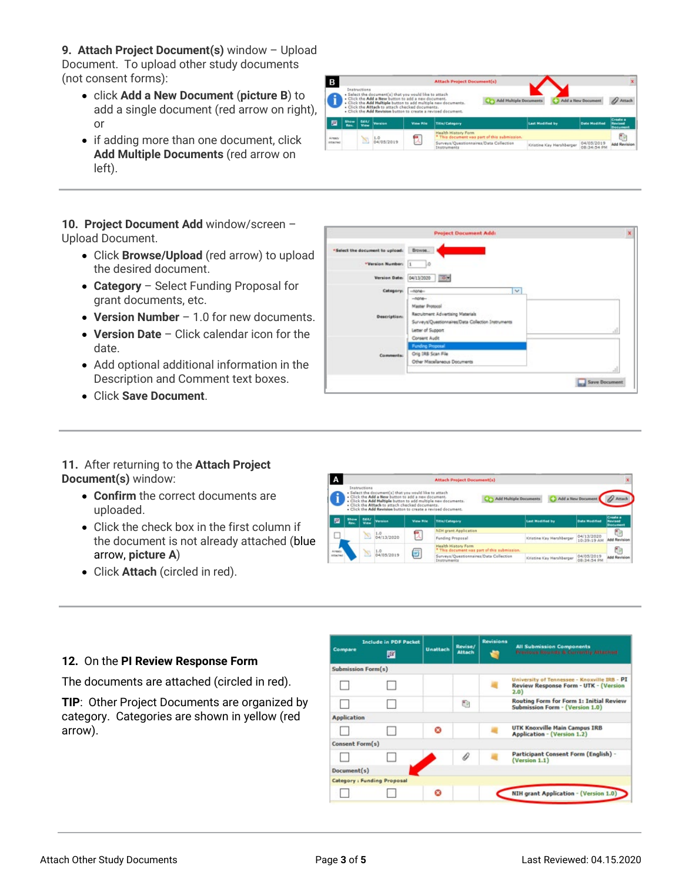9. **Attach Project Document(s)** window – Upload Document. To upload other study documents (not consent forms):

- click **Add a New Document** (**picture B**) to add a single document (red arrow on right), or
- if adding more than one document, click **Add Multiple Documents** (red arrow on left).

---

10. **Project Document Add** window/screen – Upload Document.

- Click **Browse/Upload** (red arrow) to upload the desired document.
- **Category** – Select Funding Proposal for grant documents, etc.
- **Version Number** – 1.0 for new documents.
- **Version Date** – Click calendar icon for the date.
- Add optional additional information in the Description and Comment text boxes.
- Click **Save Document**.

---

11. After returning to the **Attach Project Document(s)** window:

- **Confirm** the correct documents are uploaded.
- Click the check box in the first column if the document is not already attached (blue arrow, **picture A**)
- Click **Attach** (circled in red).

---

12. On the **PI Review Response Form**

The documents are attached (circled in red).

**TIP**: Other Project Documents are organized by category. Categories are shown in yellow (red arrow).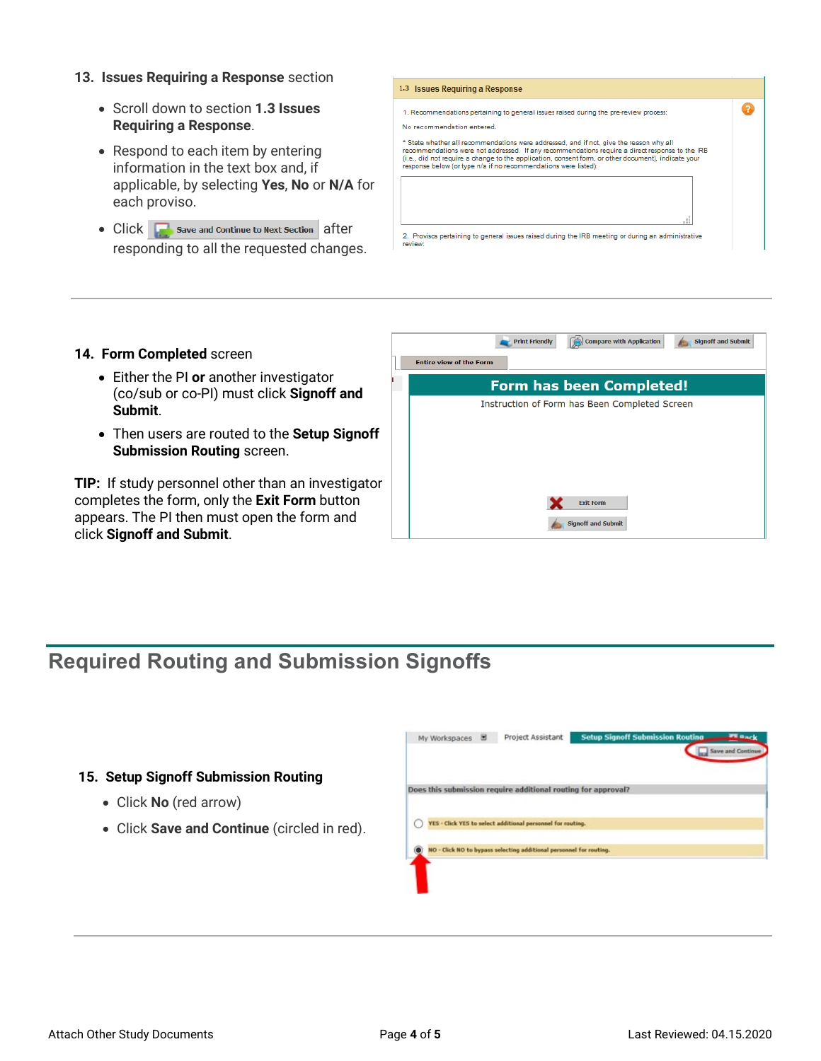13. **Issues Requiring a Response** section

- Scroll down to section **1.3 Issues Requiring a Response**.
- Respond to each item by entering information in the text box and, if applicable, by selecting **Yes**, **No** or **N/A** for each proviso.
- Click Save and Continue to Next Section after responding to all the requested changes.

14. **Form Completed** screen

- Either the PI **or** another investigator (co/sub or co-PI) must click **Signoff and Submit**.
- Then users are routed to the **Setup Signoff Submission Routing** screen.

**TIP:** If study personnel other than an investigator completes the form, only the **Exit Form** button appears. The PI then must open the form and click **Signoff and Submit**.

## Required Routing and Submission Signoffs

15. **Setup Signoff Submission Routing**

- Click **No** (red arrow)
- Click **Save and Continue** (circled in red).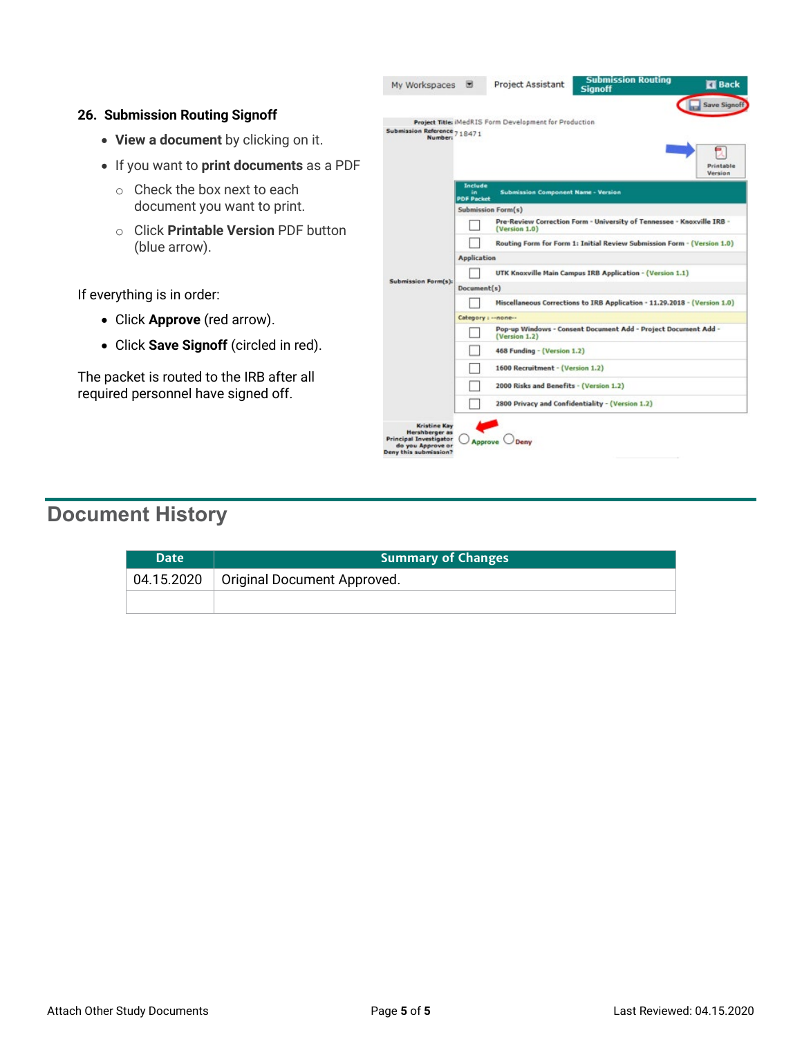**26. Submission Routing Signoff**

- **View a document** by clicking on it.
- If you want to **print documents** as a PDF
  - Check the box next to each document you want to print.
  - Click **Printable Version** PDF button (blue arrow).

If everything is in order:

- Click **Approve** (red arrow).
- Click **Save Signoff** (circled in red).

The packet is routed to the IRB after all required personnel have signed off.

## Document History

| Date | Summary of Changes |
|---|---|
| 04.15.2020 | Original Document Approved. |
| | |